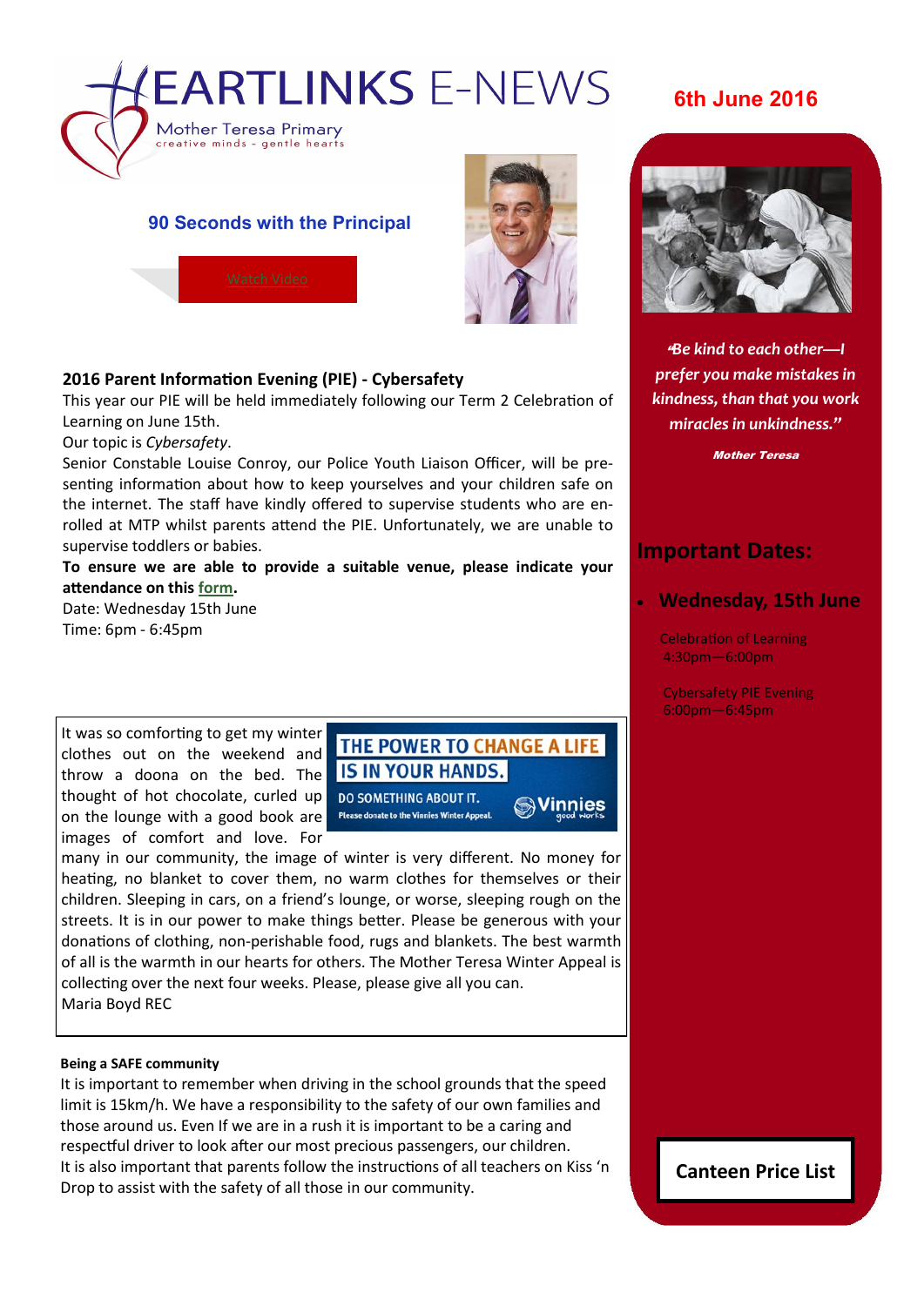# HEARTLINKS E-NEWS

Mother Teresa Primary

creative minds - gentle hearts

**6th June 2016**

## 90 Seconds with the Principal

Watch Video

### 2016 Parent Information Evening (PIE) - Cybersafety

This year our PIE will be held immediately following our Term 2 Celebration of Learning on June 15th.

Our topic is *Cybersafety*.

Senior Constable Louise Conroy, our Police Youth Liaison Officer, will be presenting information about how to keep yourselves and your children safe on the internet. The staff have kindly offered to supervise students who are enrolled at MTP whilst parents attend the PIE. Unfortunately, we are unable to supervise toddlers or babies.

**To ensure we are able to provide a suitable venue, please indicate your attendance on this form.**

Date: Wednesday 15th June

Time: 6pm - 6:45pm

THE POWER TO CHANGE A LIFE IS IN YOUR HANDS.

DO SOMETHING ABOUT IT.

Please donate to the Vinnies Winter Appeal.

Vinnies good works

It was so comforting to get my winter clothes out on the weekend and throw a doona on the bed. The thought of hot chocolate, curled up on the lounge with a good book are images of comfort and love. For many in our community, the image of winter is very different. No money for heating, no blanket to cover them, no warm clothes for themselves or their children. Sleeping in cars, on a friend's lounge, or worse, sleeping rough on the streets. It is in our power to make things better. Please be generous with your donations of clothing, non-perishable food, rugs and blankets. The best warmth of all is the warmth in our hearts for others. The Mother Teresa Winter Appeal is collecting over the next four weeks. Please, please give all you can.

Maria Boyd REC

**Being a SAFE community**

It is important to remember when driving in the school grounds that the speed limit is 15km/h. We have a responsibility to the safety of our own families and those around us. Even If we are in a rush it is important to be a caring and respectful driver to look after our most precious passengers, our children.

It is also important that parents follow the instructions of all teachers on Kiss 'n Drop to assist with the safety of all those in our community.

*"Be kind to each other—I prefer you make mistakes in kindness, than that you work miracles in unkindness."*

***Mother Teresa***

## Important Dates:

- **Wednesday, 15th June**

  Celebration of Learning 4:30pm—6:00pm

  Cybersafety PIE Evening 6:00pm—6:45pm

**Canteen Price List**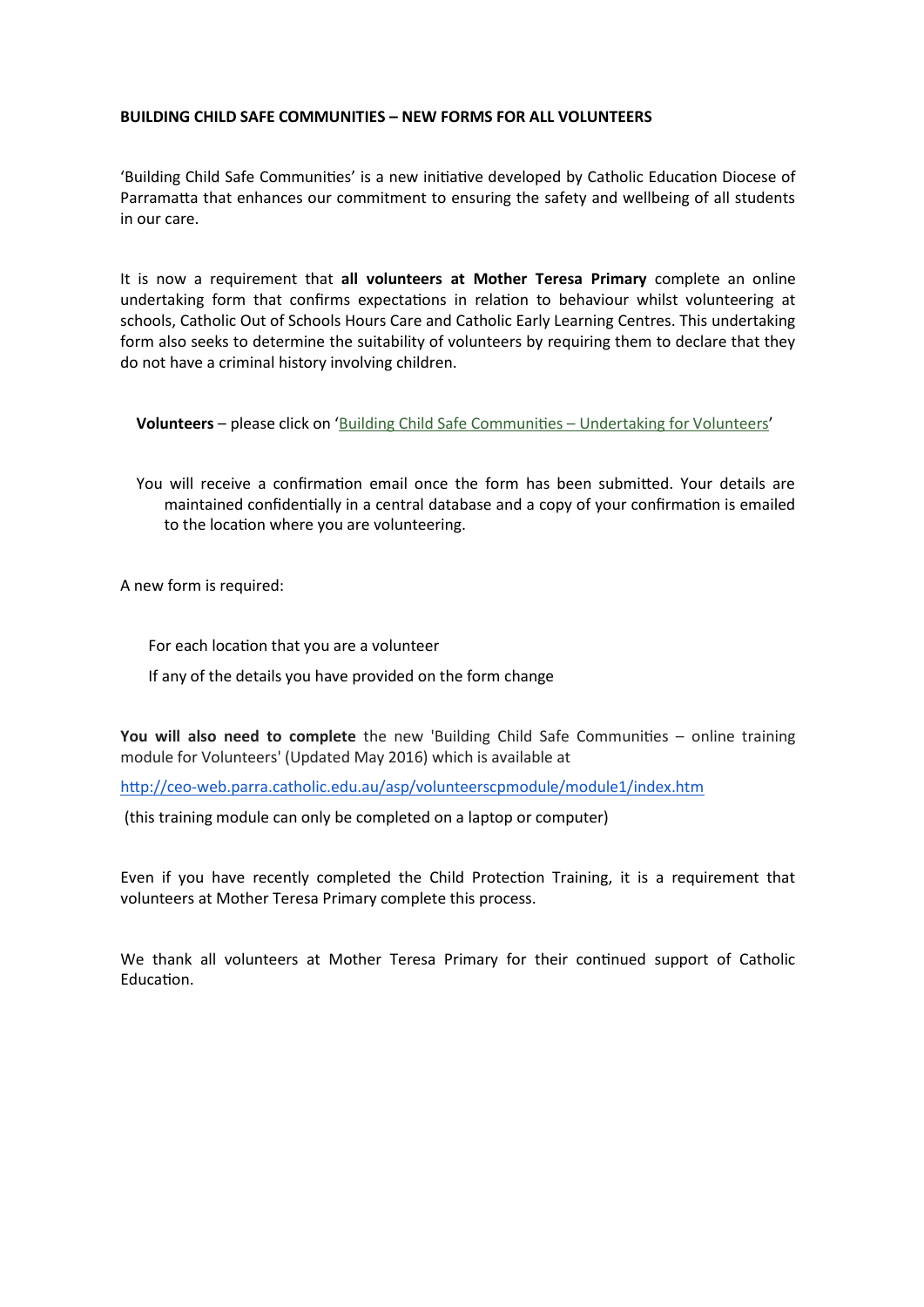**BUILDING CHILD SAFE COMMUNITIES – NEW FORMS FOR ALL VOLUNTEERS**

'Building Child Safe Communities' is a new initiative developed by Catholic Education Diocese of Parramatta that enhances our commitment to ensuring the safety and wellbeing of all students in our care.

It is now a requirement that **all volunteers at Mother Teresa Primary** complete an online undertaking form that confirms expectations in relation to behaviour whilst volunteering at schools, Catholic Out of Schools Hours Care and Catholic Early Learning Centres. This undertaking form also seeks to determine the suitability of volunteers by requiring them to declare that they do not have a criminal history involving children.

**Volunteers** – please click on 'Building Child Safe Communities – Undertaking for Volunteers'

You will receive a confirmation email once the form has been submitted. Your details are maintained confidentially in a central database and a copy of your confirmation is emailed to the location where you are volunteering.

A new form is required:

- For each location that you are a volunteer
- If any of the details you have provided on the form change

**You will also need to complete** the new 'Building Child Safe Communities – online training module for Volunteers' (Updated May 2016) which is available at

http://ceo-web.parra.catholic.edu.au/asp/volunteerscpmodule/module1/index.htm

(this training module can only be completed on a laptop or computer)

Even if you have recently completed the Child Protection Training, it is a requirement that volunteers at Mother Teresa Primary complete this process.

We thank all volunteers at Mother Teresa Primary for their continued support of Catholic Education.